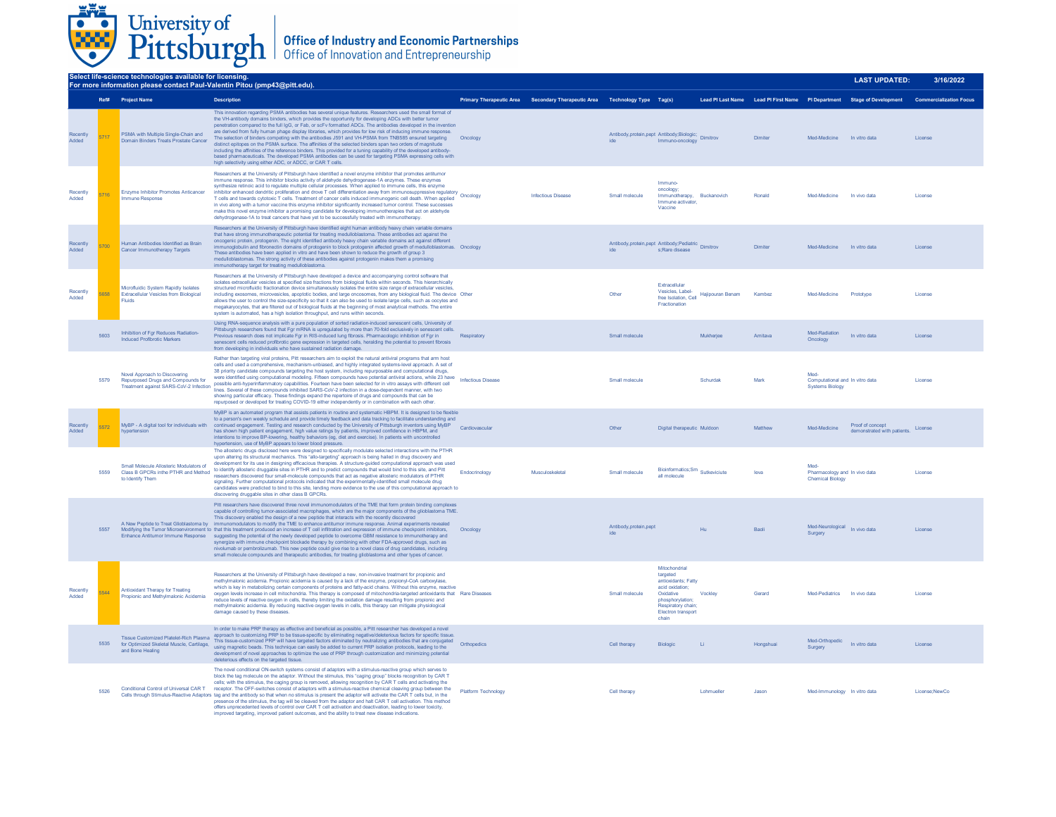University of Pittsburgh | Office of Industry and Economic Partnerships
Office of Innovation and Entrepreneurship

**Select life-science technologies available for licensing.**
**For more information please contact Paul-Valentin Pitou (pmp43@pitt.edu).**

**LAST UPDATED: 3/16/2022**

| | Ref# | Project Name | Description | Primary Therapeutic Area | Secondary Therapeutic Area | Technology Type | Tag(s) | Lead PI Last Name | Lead PI First Name | PI Department | Stage of Development | Commercialization Focus |
|---|---|---|---|---|---|---|---|---|---|---|---|---|
| Recently Added | 5717 | PSMA with Multiple Single-Chain and Domain Binders Treats Prostate Cancer | This innovation regarding PSMA antibodies has several unique features. Researchers used the small format of the VH-antibody domains binders, which provides the opportunity for developing ADCs with better tumor penetration compared to the full IgG, or Fab, or scFv formatted ADCs. The antibodies developed in the invention are derived from fully human phage display libraries, which provides for low risk of inducing immune response. The selection of binders competing with the antibodies J591 and VH-PSMA from TNB585 ensured targeting distinct epitopes on the PSMA surface. The affinities of the selected binders span two orders of magnitude including the affinities of the reference binders. This provided for a tuning capability of the developed antibody-based pharmaceuticals. The developed PSMA antibodies can be used for targeting PSMA expressing cells with high selectivity using either ADC, or ADCC, or CAR T cells. | Oncology | | Antibody,protein,peptide | Antibody;Biologic; Immuno-oncology | Dimitrov | Dimiter | Med-Medicine | In vitro data | License |
| Recently Added | 5716 | Enzyme Inhibitor Promotes Anticancer Immune Response | Researchers at the University of Pittsburgh have identified a novel enzyme inhibitor that promotes antitumor immune response. This inhibitor blocks activity of aldehyde dehydrogenase-1A enzymes. These enzymes synthesize retinoic acid to regulate multiple cellular processes. When applied to immune cells, this enzyme inhibitor enhanced dendritic proliferation and drove T cell differentiation away from immunosuppressive regulatory T cells and towards cytotoxic T cells. Treatment of cancer cells induced immunogenic cell death. When applied in vivo along with a tumor vaccine this enzyme inhibitor significantly increased tumor control. These successes make this novel enzyme inhibitor a promising candidate for developing immunotherapies that act on aldehyde dehydrogenase-1A to treat cancers that have yet to be successfully treated with immunotherapy. | Oncology | Infectious Disease | Small molecule | Immuno-oncology; Immunotherapy, Immune activator, Vaccine | Buckanovich | Ronald | Med-Medicine | In vivo data | License |
| Recently Added | 5700 | Human Antibodies Identified as Brain Cancer Immunotherapy Targets | Researchers at the University of Pittsburgh have identified eight human antibody heavy chain variable domains that have strong immunotherapeutic potential for treating medulloblastoma. These antibodies act against the oncogenic protein, protogenin. The eight identified antibody heavy chain variable domains act against different immunoglobulin and fibronectin domains of protogenin to block protogenin affected growth of medulloblastomas. These antibodies have been applied in vitro and have been shown to reduce the growth of group 3 medulloblastomas. The strong activity of these antibodies against protogenin makes them a promising immunotherapy target for treating medulloblastoma. | Oncology | | Antibody,protein,peptide | Antibody;Pediatrics;Rare disease | Dimitrov | Dimiter | Med-Medicine | In vitro data | License |
| Recently Added | 5658 | Microfluidic System Rapidly Isolates Extracellular Vesicles from Biological Fluids | Researchers at the University of Pittsburgh have developed a device and accompanying control software that isolates extracellular vesicles at specified size fractions from biological fluids within seconds. This hierarchically structured microfluidic fractionation device simultaneously isolates the entire size range of extracellular vesicles, including exosomes, microvesicles, apoptotic bodies, and large oncosomes, from any biological fluid. The device allows the user to control the size-specificity so that it can also be used to isolate large cells, such as oocytes and megakaryocytes, that are filtered out of biological fluids at the beginning of most analytical methods. The entire system is automated, has a high isolation throughput, and runs within seconds. | Other | | Other | Extracellular Vesicles, Label-free Isolation, Cell Fractionation | Hajipouran Benam | Kambez | Med-Medicine | Prototype | License |
| | 5603 | Inhibition of Fgr Reduces Radiation-Induced Profibrotic Markers | Using RNA-sequence analysis with a pure population of sorted radiation-induced senescent cells, University of Pittsburgh researchers found that Fgr mRNA is upregulated by more than 70-fold exclusively in senescent cells. Previous research does not implicate Fgr in RIS-induced lung fibrosis. Pharmacologic inhibition of Fgr in senescent cells reduced profibrotic gene expression in targeted cells, heralding the potential to prevent fibrosis from developing in individuals who have sustained radiation damage. | Respiratory | | Small molecule | | Mukherjee | Amitava | Med-Radiation Oncology | In vitro data | License |
| | 5579 | Novel Approach to Discovering Repurposed Drugs and Compounds for Treatment against SARS-CoV-2 Infection | Rather than targeting viral proteins, Pitt researchers aim to exploit the natural antiviral programs that arm host cells and used a comprehensive, mechanism-unbiased, and highly integrated systems-level approach. A set of 38 priority candidate compounds targeting the host system, including repurposable and computational drugs, were identified using computational modeling. Fifteen compounds have potential antiviral actions, while 23 have possible anti-hyperinflammatory capabilities. Fourteen have been selected for in vitro assays with different cell lines. Several of these compounds inhibited SARS-CoV-2 infection in a dose-dependent manner, with two showing particular efficacy. These findings expand the repertoire of drugs and compounds that can be repurposed or developed for treating COVID-19 either independently or in combination with each other. | Infectious Disease | | Small molecule | | Schurdak | Mark | Med-Computational and Systems Biology | In vitro data | License |
| Recently Added | 5572 | MyBP - A digital tool for individuals with hypertension | MyBP is an automated program that assists patients in routine and systematic HBPM. It is designed to be flexible to a person's own weekly schedule and provide timely feedback and data tracking to facilitate understanding and continued engagement. Testing and research conducted by the University of Pittsburgh inventors using MyBP has shown high patient engagement, high value ratings by patients, improved confidence in HBPM, and intentions to improve BP-lowering, healthy behaviors (eg, diet and exercise). In patients with uncontrolled hypertension, use of MyBP appears to lower blood pressure. | Cardiovascular | | Other | Digital therapeutic | Muldoon | Matthew | Med-Medicine | Proof of concept demonstrated with patients. | License |
| | 5559 | Small Molecule Allosteric Modulators of Class B GPCRs inthe PTHR and Method to Identify Them | The allosteric drugs disclosed here were designed to specifically modulate selected interactions with the PTHR upon altering its structural mechanics. This "allo-targeting" approach is being hailed in drug discovery and development for its use in designing efficacious therapies. A structure-guided computational approach was used to identify allosteric druggable sites in PTHR and to predict compounds that would bind to this site, and Pitt researchers discovered four small-molecule compounds that act as negative allosteric modulators of PTHR signaling. Further computational protocols indicated that the experimentally-identified small molecule drug candidates were predicted to bind to this site, lending more evidence to the use of this computational approach to discovering druggable sites in other class B GPCRs. | Endocrinology | Musculoskeletal | Small molecule | Bioinformatics;Small molecule | Sutkeviciute | Ieva | Med-Pharmacology and Chemical Biology | In vitro data | License |
| | 5557 | A New Peptide to Treat Glioblastoma by Modifying the Tumor Microenvironment to Enhance Antitumor Immune Response | Pitt researchers have discovered three novel immunomodulators of the TME that form protein binding complexes capable of controlling tumor-associated macrophages, which are the major components of the glioblastoma TME. This discovery enabled the design of a new peptide that interacts with the recently discovered immunomodulators to modify the TME to enhance antitumor immune response. Animal experiments revealed that this treatment produced an increase of T cell infiltration and expression of immune checkpoint inhibitors, suggesting the potential of the newly developed peptide to overcome GBM resistance to immunotherapy and synergize with immune checkpoint blockade therapy by combining with other FDA-approved drugs, such as nivolumab or pembrolizumab. This new peptide could give rise to a novel class of drug candidates, including small molecule compounds and therapeutic antibodies, for treating glioblastoma and other types of cancer. | Oncology | | Antibody,protein,peptide | | Hu | Baoli | Med-Neurological Surgery | In vivo data | License |
| Recently Added | 5544 | Antioxidant Therapy for Treating Propionic and Methylmalonic Acidemia | Researchers at the University of Pittsburgh have developed a new, non-invasive treatment for propionic and methylmalonic acidemia. Propionic acidemia is caused by a lack of the enzyme, propionyl-CoA carboxylase, which is key in metabolizing certain components of proteins and fatty-acid chains. Without this enzyme, reactive oxygen levels increase in cell mitochondria. This therapy is composed of mitochondria-targeted antioxidants that reduce levels of reactive oxygen in cells, thereby limiting the oxidation damage resulting from propionic and methylmalonic acidemia. By reducing reactive oxygen levels in cells, this therapy can mitigate physiological damage caused by these diseases. | Rare Diseases | | Small molecule | Mitochondrial targeted antioxidants; Fatty acid oxidation; Oxidative phosphorylation; Respiratory chain; Electron transport chain | Vockley | Gerard | Med-Pediatrics | In vivo data | License |
| | 5535 | Tissue Customized Platelet-Rich Plasma for Optimized Skeletal Muscle, Cartilage, and Bone Healing | In order to make PRP therapy as effective and beneficial as possible, a Pitt researcher has developed a novel approach to customizing PRP to be tissue-specific by eliminating negative/deleterious factors for specific tissue. This tissue-customized PRP will have targeted factors eliminated by neutralizing antibodies that are conjugated using magnetic beads. This technique can easily be added to current PRP isolation protocols, leading to the development of novel approaches to optimize the use of PRP through customization and minimizing potential deleterious effects on the targeted tissue. | Orthopedics | | Cell therapy | Biologic | Li | Hongshuai | Med-Orthopedic Surgery | In vitro data | License |
| | 5526 | Conditional Control of Universal CAR T Cells through Stimulus-Reactive Adaptors | The novel conditional ON-switch systems consist of adaptors with a stimulus-reactive group which serves to block the tag molecule on the adaptor. Without the stimulus, this "caging group" blocks recognition by CAR T cells; with the stimulus, the caging group is removed, allowing recognition by CAR T cells and activating the receptor. The OFF-switches consist of adaptors with a stimulus-reactive chemical cleaving group between the tag and the antibody so that when no stimulus is present the adaptor will activate the CAR T cells but, in the presence of the stimulus, the tag will be cleaved from the adaptor and halt CAR T cell activation. This method offers unprecedented levels of control over CAR T cell activation and deactivation, leading to lower toxicity, improved targeting, improved patient outcomes, and the ability to treat new disease indications. | Platform Technology | | Cell therapy | | Lohmueller | Jason | Med-Immunology | In vitro data | License;NewCo |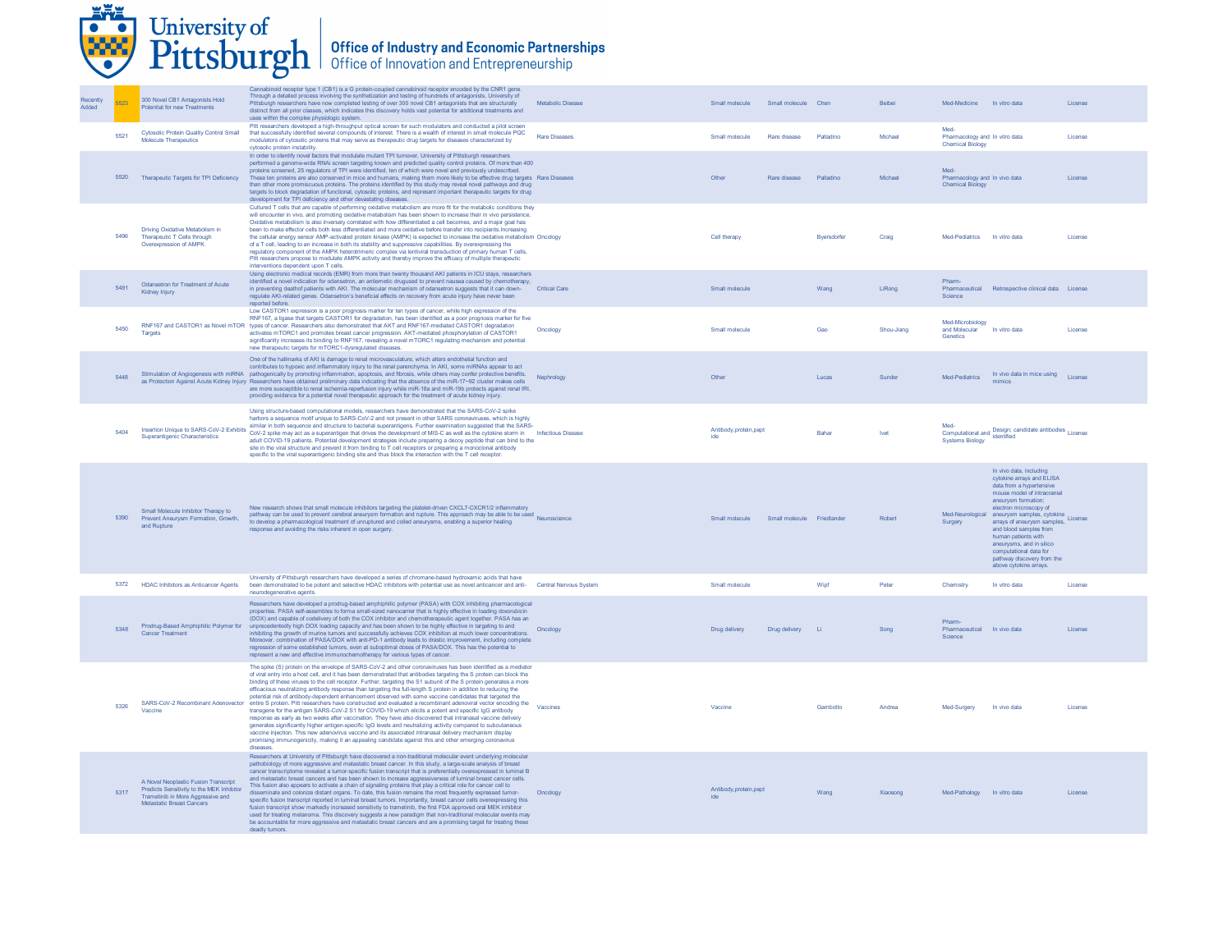# University of Pittsburgh

**Office of Industry and Economic Partnerships**
Office of Innovation and Entrepreneurship

| | | | | | | | | | | | |
|---|---|---|---|---|---|---|---|---|---|---|---|
| Recently Added | 5523 | 300 Novel CB1 Antagonists Hold Potential for new Treatments | Cannabinoid receptor type 1 (CB1) is a G protein-coupled cannabinoid receptor encoded by the CNR1 gene. Through a detailed process involving the synthetization and testing of hundreds of antagonists, University of Pittsburgh researchers have now completed testing of over 300 novel CB1 antagonists that are structurally distinct from all prior classes, which indicates this discovery holds vast potential for additional treatments and uses within the complex physiologic system. | Metabolic Disease | Small molecule | Small molecule | Chen | Beibei | Med-Medicine | In vitro data | License |
| | 5521 | Cytosolic Protein Quality Control Small Molecule Therapeutics | Pitt researchers developed a high-throughput optical screen for such modulators and conducted a pilot screen that successfully identified several compounds of interest. There is a wealth of interest in small molecule PQC modulators of cytosolic proteins that may serve as therapeutic drug targets for diseases characterized by cytosolic protein instability. | Rare Diseases | Small molecule | Rare disease | Palladino | Michael | Med-Pharmacology and Chemical Biology | In vitro data | License |
| | 5520 | Therapeutic Targets for TPI Deficiency | In order to identify novel factors that modulate mutant TPI turnover, University of Pittsburgh researchers performed a genome-wide RNAi screen targeting known and predicted quality control proteins. Of more than 400 proteins screened, 25 regulators of TPI were identified, ten of which were novel and previously undescribed. These ten proteins are also conserved in mice and humans, making them more likely to be effective drug targets than other more promiscuous proteins. The proteins identified by this study may reveal novel pathways and drug targets to block degradation of functional, cytosolic proteins, and represent important therapeutic targets for drug development for TPI deficiency and other devastating diseases. | Rare Diseases | Other | Rare disease | Palladino | Michael | Med-Pharmacology and Chemical Biology | In vivo data | License |
| | 5496 | Driving Oxidative Metabolism in Therapeutic T Cells through Overexpression of AMPK | Cultured T cells that are capable of performing oxidative metabolism are more fit for the metabolic conditions they will encounter in vivo, and promoting oxidative metabolism has been shown to increase their in vivo persistence. Oxidative metabolism is also inversely correlated with how differentiated a cell becomes, and a major goal has been to make effector cells both less differentiated and more oxidative before transfer into recipients.Increasing the cellular energy sensor AMP-activated protein kinase (AMPK) is expected to increase the oxidative metabolism of a T cell, leading to an increase in both its stability and suppressive capabilities. By overexpressing the regulatory component of the AMPK heterotrimeric complex via lentiviral transduction of primary human T cells, Pitt researchers propose to modulate AMPK activity and thereby improve the efficacy of multiple therapeutic interventions dependent upon T cells. | Oncology | Cell therapy | | Byersdorfer | Craig | Med-Pediatrics | In vitro data | License |
| | 5491 | Odansetron for Treatment of Acute Kidney Injury | Using electronic medical records (EMR) from more than twenty thousand AKI patients in ICU stays, researchers identified a novel indication for odansetron, an antiemetic drugused to prevent nausea caused by chemotherapy, in preventing deathof patients with AKI. The molecular mechanism of odansetron suggests that it can down-regulate AKI-related genes. Odansetron's beneficial effects on recovery from acute injury have never been reported before. | Critical Care | Small molecule | | Wang | LiRong | Pharm-Pharmaceutical Science | Retrospective clinical data | License |
| | 5450 | RNF167 and CASTOR1 as Novel mTOR Targets | Low CASTOR1 expression is a poor prognosis marker for ten types of cancer, while high expression of the RNF167, a ligase that targets CASTOR1 for degradation, has been identified as a poor prognosis marker for five types of cancer. Researchers also demonstrated that AKT and RNF167-mediated CASTOR1 degradation activates mTORC1 and promotes breast cancer progression. AKT-mediated phosphorylation of CASTOR1 significantly increases its binding to RNF167, revealing a novel mTORC1 regulating mechanism and potential new therapeutic targets for mTORC1-dysregulated diseases. | Oncology | Small molecule | | Gao | Shou-Jiang | Med-Microbiology and Molecular Genetics | In vitro data | License |
| | 5448 | Stimulation of Angiogenesis with miRNA as Protection Against Acute Kidney Injury | One of the hallmarks of AKI is damage to renal microvasculature, which alters endothelial function and contributes to hypoxic and inflammatory injury to the renal parenchyma. In AKI, some miRNAs appear to act pathogenically by promoting inflammation, apoptosis, and fibrosis, while others may confer protective benefits. Researchers have obtained preliminary data indicating that the absence of the miR-17~92 cluster makes cells are more susceptible to renal ischemia-reperfusion injury while miR-18a and miR-19b protects against renal IRI, providing evidence for a potential novel therapeutic approach for the treatment of acute kidney injury. | Nephrology | Other | | Lucas | Sunder | Med-Pediatrics | In vivo data in mice using mimics | License |
| | 5404 | Insertion Unique to SARS-CoV-2 Exhibits Superantigenic Characteristics | Using structure-based computational models, researchers have demonstrated that the SARS-CoV-2 spike harbors a sequence motif unique to SARS-CoV-2 and not present in other SARS coronaviruses, which is highly similar in both sequence and structure to bacterial superantigens. Further examination suggested that the SARS-CoV-2 spike may act as a superantigen that drives the development of MIS-C as well as the cytokine storm in adult COVID-19 patients. Potential development strategies include preparing a decoy peptide that can bind to the site in the viral structure and prevent it from binding to T cell receptors or preparing a monoclonal antibody specific to the viral superantigenic binding site and thus block the interaction with the T cell receptor. | Infectious Disease | Antibody,protein,peptide | | Bahar | Ivet | Med-Computational and Systems Biology | Design; candidate antibodies identified | License |
| | 5390 | Small Molecule Inhibitor Therapy to Prevent Aneurysm Formation, Growth, and Rupture | New research shows that small molecule inhibitors targeting the platelet-driven CXCL7-CXCR1/2 inflammatory pathway can be used to prevent cerebral aneurysm formation and rupture. This approach may be able to be used to develop a pharmacological treatment of unruptured and coiled aneurysms, enabling a superior healing response and avoiding the risks inherent in open surgery. | Neuroscience | Small molecule | Small molecule | Friedlander | Robert | Med-Neurological Surgery | In vivo data, including cytokine arrays and ELISA data from a hypertensive mouse model of intracranial aneurysm formation; electron microscopy of aneurysm samples, cytokine arrays of aneurysm samples, and blood samples from human patients with aneurysms, and in silico computational data for pathway discovery from the above cytokine arrays. | License |
| | 5372 | HDAC Inhibitors as Anticancer Agents | University of Pittsburgh researchers have developed a series of chromane-based hydroxamic acids that have been demonstrated to be potent and selective HDAC inhibitors with potential use as novel anticancer and anti-neurodegenerative agents. | Central Nervous System | Small molecule | | Wipf | Peter | Chemistry | In vitro data | License |
| | 5348 | Prodrug-Based Amphiphilic Polymer for Cancer Treatment | Researchers have developed a prodrug-based amphiphilic polymer (PASA) with COX inhibiting pharmacological properties. PASA self-assembles to forma small-sized nanocarrier that is highly effective in loading doxorubicin (DOX) and capable of codelivery of both the COX inhibitor and chemotherapeutic agent together. PASA has an unprecedentedly high DOX loading capacity and has been shown to be highly effective in targeting to and inhibiting the growth of murine tumors and successfully achieves COX inhibition at much lower concentrations. Moreover, combination of PASA/DOX with anti-PD-1 antibody leads to drastic improvement, including complete regression of some established tumors, even at suboptimal doses of PASA/DOX. This has the potential to represent a new and effective immunochemotherapy for various types of cancer. | Oncology | Drug delivery | Drug delivery | Li | Song | Pharm-Pharmaceutical Science | In vitro data | License |
| | 5326 | SARS-CoV-2 Recombinant Adenovector Vaccine | The spike (S) protein on the envelope of SARS-CoV-2 and other coronaviruses has been identified as a mediator of viral entry into a host cell, and it has been demonstrated that antibodies targeting the S protein can block the binding of these viruses to the cell receptor. Further, targeting the S1 subunit of the S protein generates a more efficacious neutralizing antibody response than targeting the full-length S protein in addition to reducing the potential risk of antibody-dependent enhancement observed with some vaccine candidates that targeted the entire S protein. Pitt researchers have constructed and evaluated a recombinant adenoviral vector encoding the transgene for the antigen SARS-CoV-2 S1 for COVID-19 which elicits a potent and specific IgG antibody response as early as two weeks after vaccination. They have also discovered that intranasal vaccine delivery generates significantly higher antigen-specific IgG levels and neutralizing activity compared to subcutaneous vaccine injection. This new adenovirus vaccine and its associated intranasal delivery mechanism display promising immunogenicity, making it an appealing candidate against this and other emerging coronavirus diseases. | Vaccines | Vaccine | | Gambotto | Andrea | Med-Surgery | In vivo data | License |
| | 5317 | A Novel Neoplastic Fusion Transcript Predicts Sensitivity to the MEK Inhibitor Trametinib in More Aggressive and Metastatic Breast Cancers | Researchers at University of Pittsburgh have discovered a non-traditional molecular event underlying molecular pathobiology of more aggressive and metastatic breast cancer. In this study, a large-scale analysis of breast cancer transcriptome revealed a tumor-specific fusion transcript that is preferentially overexpressed in luminal B and metastatic breast cancers and has been shown to increase aggressiveness of luminal breast cancer cells. This fusion also appears to activate a chain of signaling proteins that play a critical role for cancer cell to disseminate and colonize distant organs. To date, this fusion remains the most frequently expressed tumor-specific fusion transcript reported in luminal breast tumors. Importantly, breast cancer cells overexpressing this fusion transcript show markedly increased sensitivity to trametinib, the first FDA approved oral MEK inhibitor used for treating melanoma. This discovery suggests a new paradigm that non-traditional molecular events may be accountable for more aggressive and metastatic breast cancers and are a promising target for treating these deadly tumors. | Oncology | Antibody,protein,peptide | | Wang | Xiaosong | Med-Pathology | In vitro data | License |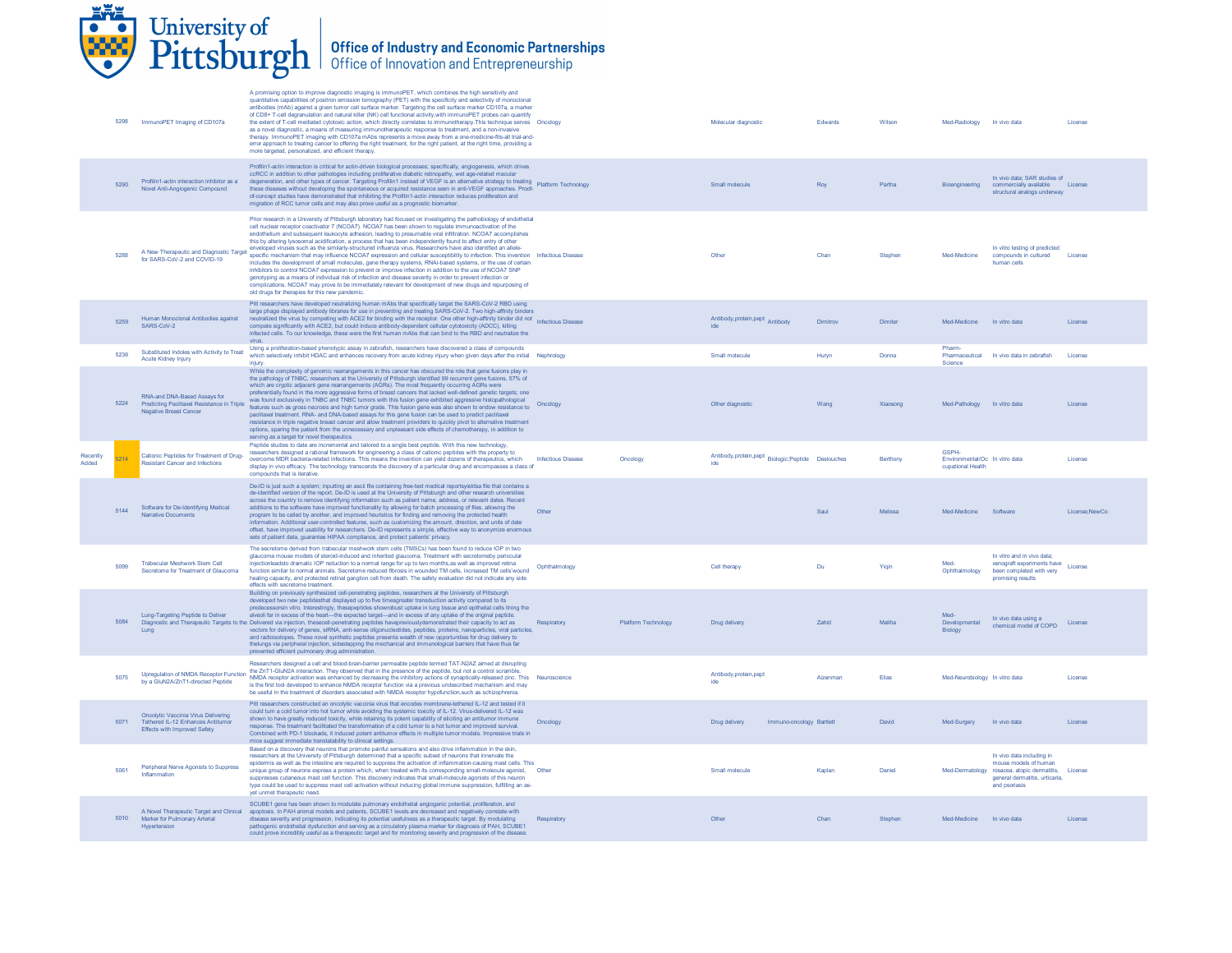| | ID | Title | Description | Category 1 | Category 2 | Type | Subtype | Last Name | First Name | Department | Development Stage | Availability |
|---|---|---|---|---|---|---|---|---|---|---|---|---|
| | 5298 | ImmunoPET Imaging of CD107a | A promising option to improve diagnostic imaging is immunoPET, which combines the high sensitivity and quantitative capabilities of positron emission tomography (PET) with the specificity and selectivity of monoclonal antibodies (mAb) against a given tumor cell surface marker. Targeting the cell surface marker CD107a, a marker of CD8+ T-cell degranulation and natural killer (NK) cell functional activity,with immunoPET probes can quantify the extent of T-cell mediated cytotoxic action, which directly correlates to immunotherapy.This technique serves as a novel diagnostic, a means of measuring immunotherapeutic response to treatment, and a non-invasive therapy. ImmunoPET imaging with CD107a mAbs represents a move away from a one-medicine-fits-all trial-and-error approach to treating cancer to offering the right treatment, for the right patient, at the right time, providing a more targeted, personalized, and efficient therapy. | Oncology | | Molecular diagnostic | | Edwards | Wilson | Med-Radiology | In vivo data | License |
| | 5290 | Profilin1-actin interaction inhibitor as a Novel Anti-Angiogenic Compound | Profilin1-actin interaction is critical for actin-driven biological processes; specifically, angiogenesis, which drives ccRCC in addition to other pathologies including proliferative diabetic retinopathy, wet age-related macular degeneration, and other types of cancer. Targeting Profilin1 instead of VEGF is an alternative strategy to treating these diseases without developing the spontaneous or acquired resistance seen in anti-VEGF approaches. Proof-of-concept studies have demonstrated that inhibiting the Profilin1-actin interaction reduces proliferation and migration of RCC tumor cells and may also prove useful as a prognostic biomarker. | Platform Technology | | Small molecule | | Roy | Partha | Bioengineering | In vivo data; SAR studies of commercially available structural analogs underway | License |
| | 5288 | A New Therapeutic and Diagnostic Target for SARS-CoV-2 and COVID-19 | Prior research in a University of Pittsburgh laboratory had focused on investigating the pathobiology of endothelial cell nuclear receptor coactivator 7 (NCOA7). NCOA7 has been shown to regulate immunoactivation of the endothelium and subsequent leukocyte adhesion, leading to presumable viral infiltration. NCOA7 accomplishes this by altering lysosomal acidification, a process that has been independently found to affect entry of other enveloped viruses such as the similarly-structured influenza virus. Researchers have also identified an allele-specific mechanism that may influence NCOA7 expression and cellular susceptibility to infection. This invention includes the development of small molecules, gene therapy systems, RNAi-based systems, or the use of certain inhibitors to control NCOA7 expression to prevent or improve infection in addition to the use of NCOA7 SNP genotyping as a means of individual risk of infection and disease severity in order to prevent infection or complications. NCOA7 may prove to be immediately relevant for development of new drugs and repurposing of old drugs for therapies for this new pandemic. | Infectious Disease | | Other | | Chan | Stephen | Med-Medicine | In vitro testing of predicted compounds in cultured human cells | License |
| | 5259 | Human Monoclonal Antibodies against SARS-CoV-2 | Pitt researchers have developed neutralizing human mAbs that specifically target the SARS-CoV-2 RBD using large phage displayed antibody libraries for use in preventing and treating SARS-CoV-2. Two high-affinity binders neutralized the virus by competing with ACE2 for binding with the receptor. One other high-affinity binder did not compete significantly with ACE2, but could induce antibody-dependent cellular cytotoxicity (ADCC), killing infected cells. To our knowledge, these were the first human mAbs that can bind to the RBD and neutralize the virus. | Infectious Disease | | Antibody,protein,peptide | Antibody | Dimitrov | Dimiter | Med-Medicine | In vitro data | License |
| | 5236 | Substituted Indoles with Activity to Treat Acute Kidney Injury | Using a proliferation-based phenotypic assay in zebrafish, researchers have discovered a class of compounds which selectively inhibit HDAC and enhances recovery from acute kidney injury when given days after the initial injury. | Nephrology | | Small molecule | | Huryn | Donna | Pharm-Pharmaceutical Science | In vivo data in zebrafish | License |
| | 5224 | RNA-and DNA-Based Assays for Predicting Paclitaxel Resistance in Triple Negative Breast Cancer | While the complexity of genomic rearrangements in this cancer has obscured the role that gene fusions play in the pathology of TNBC, researchers at the University of Pittsburgh identified 99 recurrent gene fusions, 57% of which are cryptic adjacent gene rearrangements (AGRs). The most frequently occurring AGRs were preferentially found in the more aggressive breast cancers that lacked well-defined genetic targets; one was found exclusively in TNBC and TNBC tumors with this fusion gene exhibited aggressive histopathological features such as gross necrosis and high tumor grade. This fusion gene was also shown to endow resistance to paclitaxel treatment. RNA- and DNA-based assays for this gene fusion can be used to predict paclitaxel resistance in triple negative breast cancer and allow treatment providers to quickly pivot to alternative treatment options, sparing the patient from the unnecessary and unpleasant side effects of chemotherapy, in addition to serving as a target for novel therapeutics. | Oncology | | Other diagnostic | | Wang | Xiaosong | Med-Pathology | In vitro data | License |
| Recently Added | 5214 | Cationic Peptides for Treatment of Drug-Resistant Cancer and Infections | Peptide studies to date are incremental and tailored to a single best peptide. With this new technology, researchers designed a rational framework for engineering a class of cationic peptides with the property to overcome MDR bacteria-related infections. This means the invention can yield dozens of therapeutics, which display in vivo efficacy. The technology transcends the discovery of a particular drug and encompasses a class of compounds that is iterative. | Infectious Disease | Oncology | Antibody,protein,peptide | Biologic;Peptide | Deslouches | Berthony | GSPH-Environmental/Occupational Health | In vitro data | License |
| | 5144 | Software for De-Identifying Medical Narrative Documents | De-ID is just such a system; inputting an ascii file containing free-text medical reports yields a file that contains a de-identified version of the report. De-ID is used at the University of Pittsburgh and other research universities across the country to remove identifying information such as patient name, address, or relevant dates. Recent additions to the software have improved functionality by allowing for batch processing of files, allowing the program to be called by another, and improved heuristics for finding and removing the protected health information. Additional user-controlled features, such as customizing the amount, direction, and units of date offset, have improved usability for researchers. De-ID represents a simple, effective way to anonymize enormous sets of patient data, guarantee HIPAA compliance, and protect patients' privacy. | Other | | | | Saul | Melissa | Med-Medicine | Software | License;NewCo |
| | 5099 | Trabecular Meshwork Stem Cell Secretome for Treatment of Glaucoma | The secretome derived from trabecular meshwork stem cells (TMSCs) has been found to reduce IOP in two glaucoma mouse models of steroid-induced and inherited glaucoma. Treatment with secretomeby periocular injectionleadsto dramatic IOP reduction to a normal range for up to two months,as well as improved retina function similar to normal animals. Secretome reduced fibrosis in wounded TM cells, increased TM cells'wound healing capacity, and protected retinal ganglion cell from death. The safety evaluation did not indicate any side effects with secretome treatment. | Ophthalmology | | Cell therapy | | Du | Yiqin | Med-Ophthalmology | In vitro and in vivo data; xenograft experiments have been completed with very promising results | License |
| | 5084 | Lung-Targeting Peptide to Deliver Diagnostic and Therapeutic Targets to the Lung | Building on previously synthesized cell-penetrating peptides, researchers at the University of Pittsburgh developed two new peptidesthat displayed up to five timesgreater transduction activity compared to its predecessorsin vitro. Interestingly, thesepeptides showrobust uptake in lung tissue and epithelial cells lining the alveoli far in excess of the heart—the expected target—and in excess of any uptake of the original peptide. Delivered via injection, thesecell-penetrating peptides havepreviouslydemonstrated their capacity to act as vectors for delivery of genes, siRNA, anti-sense oligonucleotides, peptides, proteins, nanoparticles, viral particles, and radioisotopes. These novel synthetic peptides presenta wealth of new opportunities for drug delivery to thelungs via peripheral injection, sidestepping the mechanical and immunological barriers that have thus far prevented efficient pulmonary drug administration. | Respiratory | Platform Technology | Drug delivery | | Zahid | Maliha | Med-Developmental Biology | In vivo data using a chemical model of COPD | License |
| | 5075 | Upregulation of NMDA Receptor Function by a GluN2A/ZnT1-directed Peptide | Researchers designed a cell and blood-brain-barrier permeable peptide termed TAT-N2AZ aimed at disrupting the ZnT1-GluN2A interaction. They observed that in the presence of the peptide, but not a control scramble, NMDA receptor activation was enhanced by decreasing the inhibitory actions of synaptically-released zinc. This is the first tool developed to enhance NMDA receptor function via a previous undescribed mechanism and may be useful in the treatment of disorders associated with NMDA receptor hypofunction,such as schizophrenia. | Neuroscience | | Antibody,protein,peptide | | Aizenman | Elias | Med-Neurobiology | In vitro data | License |
| | 5071 | Oncolytic Vaccinia Virus Delivering Tethered IL-12 Enhances Antitumor Effects with Improved Safety | Pitt researchers constructed an oncolytic vaccinia virus that encodes membrane-tethered IL-12 and tested if it could turn a cold tumor into hot tumor while avoiding the systemic toxicity of IL-12. Virus-delivered IL-12 was shown to have greatly reduced toxicity, while retaining its potent capability of eliciting an antitumor immune response. The treatment facilitated the transformation of a cold tumor to a hot tumor and improved survival. Combined with PD-1 blockade, it induced potent antitumor effects in multiple tumor models. Impressive trials in mice suggest immediate translatability to clinical settings. | Oncology | | Drug delivery | Immuno-oncology | Bartlett | David | Med-Surgery | In vivo data | License |
| | 5061 | Peripheral Nerve Agonists to Suppress Inflammation | Based on a discovery that neurons that promote painful sensations and also drive inflammation in the skin, researchers at the University of Pittsburgh determined that a specific subset of neurons that innervate the epidermis as well as the intestine are required to suppress the activation of inflammation-causing mast cells. This unique group of neurons express a protein which, when treated with its corresponding small-molecule agonist, suppresses cutaneous mast cell function. This discovery indicates that small-molecule agonists of this neuron type could be used to suppress mast cell activation without inducing global immune suppression, fulfilling an as-yet unmet therapeutic need. | Other | | Small molecule | | Kaplan | Daniel | Med-Dermatology | In vivo data including in mouse models of human rosacea, atopic dermatitis, general dermatitis, urticaria, and psoriasis | License |
| | 5010 | A Novel Therapeutic Target and Clinical Marker for Pulmonary Arterial Hypertension | SCUBE1 gene has been shown to modulate pulmonary endothelial angiogenic potential, proliferation, and apoptosis. In PAH animal models and patients, SCUBE1 levels are decreased and negatively correlate with disease severity and progression, indicating its potential usefulness as a therapeutic target. By modulating pathogenic endothelial dysfunction and serving as a circulatory plasma marker for diagnosis of PAH, SCUBE1 could prove incredibly useful as a therapeutic target and for monitoring severity and progression of the disease. | Respiratory | | Other | | Chan | Stephen | Med-Medicine | In vivo data | License |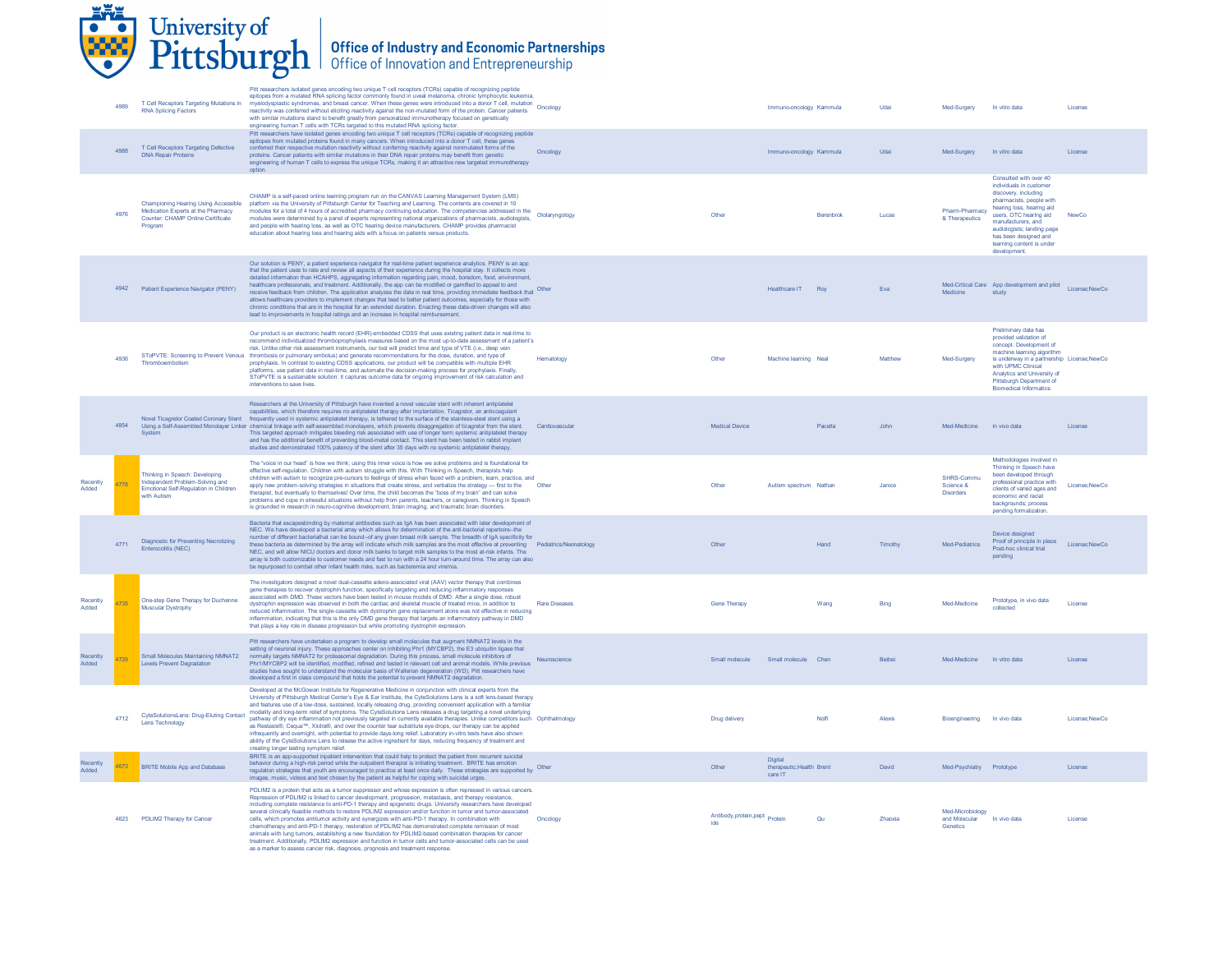University of Pittsburgh | Office of Industry and Economic Partnerships | Office of Innovation and Entrepreneurship

| | ID | Title | Description | Therapeutic Area | | Type | Subtype | Last Name | First Name | Department | Stage | Opportunity |
|---|---|---|---|---|---|---|---|---|---|---|---|---|
| | 4989 | T Cell Receptors Targeting Mutations in RNA Splicing Factors | Pitt researchers isolated genes encoding two unique T cell receptors (TCRs) capable of recognizing peptide epitopes from a mutated RNA splicing factor commonly found in uveal melanoma, chronic lymphocytic leukemia, myelodysplastic syndromes, and breast cancer. When these genes were introduced into a donor T cell, mutation reactivity was conferred without eliciting reactivity against the non-mutated form of the protein. Cancer patients with similar mutations stand to benefit greatly from personalized immunotherapy focused on genetically engineering human T cells with TCRs targeted to this mutated RNA splicing factor. | Oncology | | | Immuno-oncology | Kammula | Udai | Med-Surgery | In vitro data | License |
| | 4988 | T Cell Receptors Targeting Defective DNA Repair Proteins | Pitt researchers have isolated genes encoding two unique T cell receptors (TCRs) capable of recognizing peptide epitopes from mutated proteins found in many cancers. When introduced into a donor T cell, these genes conferred their respective mutation reactivity without conferring reactivity against nonmutated forms of the proteins. Cancer patients with similar mutations in their DNA repair proteins may benefit from genetic engineering of human T cells to express the unique TCRs, making it an attractive new targeted immunotherapy option. | Oncology | | | Immuno-oncology | Kammula | Udai | Med-Surgery | In vitro data | License |
| | 4976 | Championing Hearing Using Accessible Medication Experts at the Pharmacy Counter: CHAMP Online Certificate Program | CHAMP is a self-paced online learning program run on the CANVAS Learning Management System (LMS) platform via the University of Pittsburgh Center for Teaching and Learning. The contents are covered in 10 modules for a total of 4 hours of accredited pharmacy continuing education. The competencies addressed in the modules were determined by a panel of experts representing national organizations of pharmacists, audiologists, and people with hearing loss, as well as OTC hearing device manufacturers. CHAMP provides pharmacist education about hearing loss and hearing aids with a focus on patients versus products. | Otolaryngology | | Other | | Berenbrok | Lucas | Pharm-Pharmacy & Therapeutics | Consulted with over 40 individuals in customer discovery, including pharmacists, people with hearing loss, hearing aid users, OTC hearing aid manufacturers, and audiologists; landing page has been designed and learning content is under development. | NewCo |
| | 4942 | Patient Experience Navigator (PENY) | Our solution is PENY, a patient experience navigator for real-time patient experience analytics. PENY is an app that the patient uses to rate and review all aspects of their experience during the hospital stay. It collects more detailed information than HCAHPS, aggregating information regarding pain, mood, boredom, food, environment, healthcare professionals, and treatment. Additionally, the app can be modified or gamified to appeal to and receive feedback from children. The application analyzes the data in real time, providing immediate feedback that allows healthcare providers to implement changes that lead to better patient outcomes, especially for those with chronic conditions that are in the hospital for an extended duration. Enacting these data-driven changes will also lead to improvements in hospital ratings and an increase in hospital reimbursement. | Other | | | Healthcare IT | Roy | Eva | Med-Critical Care Medicine | App development and pilot study | License;NewCo |
| | 4936 | SToPVTE: Screening to Prevent Venous Thromboembolism | Our product is an electronic health record (EHR)-embedded CDSS that uses existing patient data in real-time to recommend individualized thromboprophylaxis measures based on the most up-to-date assessment of a patient's risk. Unlike other risk assessment instruments, our tool will predict time and type of VTE (i.e., deep vein thrombosis or pulmonary embolus) and generate recommendations for the dose, duration, and type of prophylaxis. In contrast to existing CDSS applications, our product will be compatible with multiple EHR platforms, use patient data in real-time, and automate the decision-making process for prophylaxis. Finally, SToPVTE is a sustainable solution: it captures outcome data for ongoing improvement of risk calculation and interventions to save lives. | Hematology | | Other | Machine learning | Neal | Matthew | Med-Surgery | Preliminary data has provided validation of concept. Development of machine learning algorithm is underway in a partnership with UPMC Clinical Analytics and University of Pittsburgh Department of Biomedical Informatics. | License;NewCo |
| | 4854 | Novel Ticagrelor Coated Coronary Stent Using a Self-Assembled Monolayer Linker System | Researchers at the University of Pittsburgh have invented a novel vascular stent with inherent antiplatelet capabilities, which therefore requires no antiplatelet therapy after implantation. Ticagrelor, an anticoagulant frequently used in systemic antiplatelet therapy, is tethered to the surface of the stainless-steel stent using a chemical linkage with self-assembled monolayers, which prevents disaggregation of ticagrelor from the stent. This targeted approach mitigates bleeding risk associated with use of longer term systemic antiplatelet therapy and has the additional benefit of preventing blood-metal contact. This stent has been tested in rabbit implant studies and demonstrated 100% patency of the stent after 35 days with no systemic antiplatelet therapy. | Cardiovascular | | Medical Device | | Pacella | John | Med-Medicine | In vivo data | License |
| Recently Added | 4778 | Thinking in Speech: Developing Independent Problem-Solving and Emotional Self-Regulation in Children with Autism | The "voice in our head" is how we think; using this inner voice is how we solve problems and is foundational for effective self-regulation. Children with autism struggle with this. With Thinking in Speech, therapists help children with autism to recognize pre-cursors to feelings of stress when faced with a problem, learn, practice, and apply new problem-solving strategies in situations that create stress, and verbalize the strategy — first to the therapist, but eventually to themselves! Over time, the child becomes the "boss of my brain" and can solve problems and cope in stressful situations without help from parents, teachers, or caregivers. Thinking in Speech is grounded in research in neuro-cognitive development, brain imaging, and traumatic brain disorders. | Other | | Other | Autism spectrum | Nathan | Janice | SHRS-Commu Science & Disorders | Methodologies involved in Thinking in Speech have been developed through professional practice with clients of varied ages and economic and racial backgrounds; process pending formalization. | License;NewCo |
| | 4771 | Diagnostic for Preventing Necrotizing Enterocolitis (NEC) | Bacteria that escapesbinding by maternal antibodies such as IgA has been associated with later development of NEC. We have developed a bacterial array which allows for determination of the anti-bacterial repertoire--the number of different bacteriathat can be bound--of any given breast milk sample. The breadth of IgA specificity for these bacteria as determined by the array will indicate which milk samples are the most effective at preventing NEC, and will allow NICU doctors and donor milk banks to target milk samples to the most at-risk infants. The array is both customizable to customer needs and fast to run with a 24 hour turn-around time. The array can also be repurposed to combat other infant health risks, such as bacteremia and viremia. | Pediatrics/Neonatology | | Other | | Hand | Timothy | Med-Pediatrics | Device designed Proof of principle in place Post-hoc clinical trial pending | License;NewCo |
| Recently Added | 4735 | One-step Gene Therapy for Duchenne Muscular Dystrophy | The investigators designed a novel dual-cassette adeno-associated viral (AAV) vector therapy that combines gene therapies to recover dystrophin function, specifically targeting and reducing inflammatory responses associated with DMD. These vectors have been tested in mouse models of DMD. After a single dose, robust dystrophin expression was observed in both the cardiac and skeletal muscle of treated mice, in addition to reduced inflammation. The single-cassette with dystrophin gene replacement alone was not effective in reducing inflammation, indicating that this is the only DMD gene therapy that targets an inflammatory pathway in DMD that plays a key role in disease progression but while promoting dystrophin expression. | Rare Diseases | | Gene Therapy | | Wang | Bing | Med-Medicine | Prototype, in vivo data collected | License |
| Recently Added | 4729 | Small Molecules Maintaining NMNAT2 Levels Prevent Degradation | Pitt researchers have undertaken a program to develop small molecules that augment NMNAT2 levels in the setting of neuronal injury. These approaches center on inhibiting Phr1 (MYCBP2), the E3 ubiquitin ligase that normally targets NMNAT2 for proteasomal degradation. During this process, small molecule inhibitors of Phr1/MYCBP2 will be identified, modified, refined and tested in relevant cell and animal models. While previous studies have sought to understand the molecular basis of Wallerian degeneration (WD), Pitt researchers have developed a first in class compound that holds the potential to prevent NMNAT2 degradation. | Neuroscience | | Small molecule | Small molecule | Chen | Beibei | Med-Medicine | In vitro data | License |
| | 4712 | CyteSolutionsLens: Drug-Eluting Contact Lens Technology | Developed at the McGowan Institute for Regenerative Medicine in conjunction with clinical experts from the University of Pittsburgh Medical Center's Eye & Ear Institute, the CyteSolutions Lens is a soft lens-based therapy and features use of a low-dose, sustained, locally releasing drug, providing convenient application with a familiar modality and long-term relief of symptoms. The CyteSolutions Lens releases a drug targeting a novel underlying pathway of dry eye inflammation not previously targeted in currently available therapies. Unlike competitors such as Restasis®, Cequa™, Xiidra®, and over the counter tear substitute eye drops, our therapy can be applied infrequently and overnight, with potential to provide days-long relief. Laboratory in-vitro tests have also shown ability of the CyteSolutions Lens to release the active ingredient for days, reducing frequency of treatment and creating longer lasting symptom relief. | Ophthalmology | | Drug delivery | | Nolfi | Alexis | Bioengineering | In vivo data | License;NewCo |
| Recently Added | 4673 | BRITE Mobile App and Database | BRITE is an app-supported inpatient intervention that could help to protect the patient from recurrent suicidal behavior during a high-risk period while the outpatient therapist is initiating treatment. BRITE has emotion regulation strategies that youth are encouraged to practice at least once daily. These strategies are supported by images, music, videos and text chosen by the patient as helpful for coping with suicidal urges. | Other | | Other | Digital therapeutic;Health care IT | Brent | David | Med-Psychiatry | Prototype | License |
| | 4623 | PDLIM2 Therapy for Cancer | PDLIM2 is a protein that acts as a tumor suppressor and whose expression is often repressed in various cancers. Repression of PDLIM2 is linked to cancer development, progression, metastasis, and therapy resistance, including complete resistance to anti-PD-1 therapy and epigenetic drugs. University researchers have developed several clinically feasible methods to restore PDLIM2 expression and/or function in tumor and tumor-associated cells, which promotes antitumor activity and synergizes with anti-PD-1 therapy. In combination with chemotherapy and anti-PD-1 therapy, restoration of PDLIM2 has demonstrated complete remission of most animals with lung tumors, establishing a new foundation for PDLIM2-based combination therapies for cancer treatment. Additionally, PDLIM2 expression and function in tumor cells and tumor-associated cells can be used as a marker to assess cancer risk, diagnosis, prognosis and treatment response. | Oncology | | Antibody,protein,peptide | Protein | Qu | Zhaoxia | Med-Microbiology and Molecular Genetics | In vitro data | License |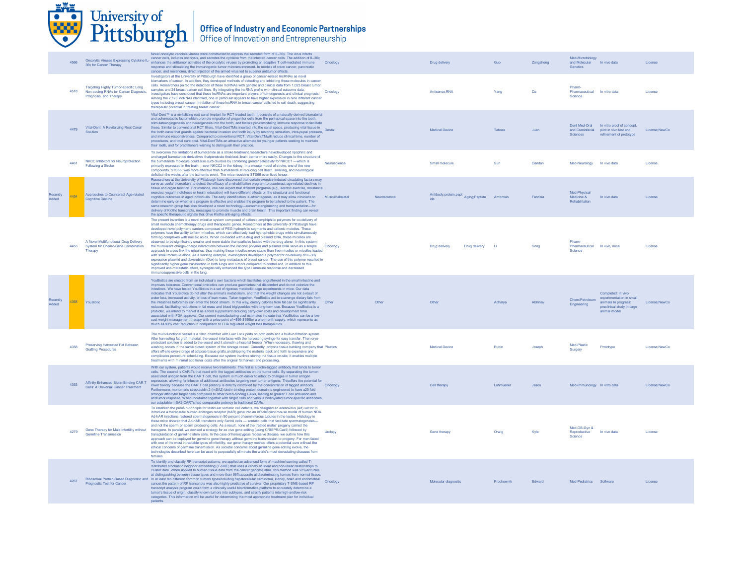# University of Pittsburgh

## Office of Industry and Economic Partnerships
Office of Innovation and Entrepreneurship

| | | | | | | | | | | | | |
|---|---|---|---|---|---|---|---|---|---|---|---|---|
| | 4566 | Oncolytic Viruses Expressing Cytokine IL-36γ for Cancer Therapy | Novel oncolytic vaccinia viruses were constructed to express the secreted form of IL-36γ. The virus infects cancer cells, induces oncolysis, and secretes the cytokine from the infected cancer cells. The addition of IL-36γ enhances the antitumor activities of the oncolytic viruses by promoting an adaptive T cell-mediated immune response and stimulating the immunogenic tumor microenvironment. In models of colon cancer, pancreatic cancer, and melanoma, direct injection of the armed virus led to superior antitumor effects. | Oncology | | Drug delivery | | Guo | Zongsheng | Med-Microbiology and Molecular Genetics | In vivo data | License |
| | 4518 | Targeting Highly Tumor-specific Long Non-coding RNAs for Cancer Diagnosis, Prognosis, and Therapy | Investigators at the University of Pittsburgh have identified a group of cancer-related lncRNAs as novel biomarkers of cancer. In addition, they developed methods of detecting and inhibiting these molecules in cancer cells. Researchers paired the detection of these lncRNAs with genetic and clinical data from 1,023 breast tumor samples and 24 breast cancer cell lines. By integrating the lncRNA profile with clinical outcome data, investigators have concluded that these lncRNAs are important players of tumorigenesis and clinical prognosis. Among the 2,123 lncRNAs identified, one in particular appears to have higher expression in nine different cancer types including breast cancer. Inhibition of these lncRNA in breast cancer cells led to cell death, suggesting therapeutic potential in treating breast cancer. | Oncology | | Antisense,RNA | | Yang | Da | Pharm-Pharmaceutical Science | In vitro data | License |
| | 4479 | Vital-Dent: A Revitalizing Root Canal Solution | Vital-Dent™ is a revitalizing root canal implant for RCT-treated teeth. It consists of a naturally-derived biomaterial and achemotactic factor which promote migration of progenitor cells from the peri-apical space into the tooth, stimulateangiogenesis and neurogenesis into the tooth, and fosters pro-remodeling immune response to facilitate these. Similar to conventional RCT fillers, Vital-DentTMis inserted into the canal space, producing vital tissue in the tooth canal that guards against bacterial invasion and tooth injury by restoring sensation, intra-pupal pressure, and immune responsiveness. Compared to conventional RCT, Vital-DentTMwill reduce clinical time, number of procedures, and total care cost. Vital-DentTMis an attractive alternate for younger patients seeking to maintain their teeth, and for practitioners wishing to distinguish their practice. | Dental | | Medical Device | | Taboas | Juan | Dent Med-Oral and Craniofacial Sciences | In vitro proof of concept, pilot in vivo test and refinement of prototype | License;NewCo |
| | 4461 | NKCC Inhibitors for Neuroprotection Following a Stroke | To overcome the limitations of bumetanide as a stroke treatment,researchers havedeveloped lipophilic and uncharged bumetanide derivatives thatpenetrate theblood–brain barrier more easily. Changes to the structure of the bumetanide molecule could also curb diuresis by conferring greater selectivity for NKCC1 —which is primarily expressed in the brain —over NKCC2 in the kidney. In a mouse model of stroke, one of the new compounds, STS66, was more effective than bumetanide at reducing cell death, swelling, and neurological deficitsin the weeks after the ischemic event. The mice receiving STS66 even lived longer. | Neuroscience | | Small molecule | | Sun | Dandan | Med-Neurology | In vivo data | License |
| Recently Added | 4454 | Approaches to Counteract Age-related Cognitive Decline | Researchers at the University of Pittsburgh have discovered that certain exercise-induced circulating factors may serve as useful biomarkers to detect the efficacy of a rehabilitation program to counteract age-related declines in tissue and organ function. For instance, one can expect that different programs (e.g., aerobic exercise, resistance exercise, yoga/mindfulness or health education) will have different effects on the structural and functional cognitive outcomes in aged individuals. The early identification is advantageous, as it may allow clinicians to determine early on whether a program is effective and enables the program to be tailored to the patient. The same research group has also developed a novel technology—exosome engineering and transplantation—for delivery of Klotho transcripts, messages to promote muscle and brain health. This important finding can reveal the specific therapeutic signals that drive Klotho anti-aging effects. | Musculoskeletal | Neuroscience | Antibody,protein,peptide | Aging;Peptide | Ambrosio | Fabrisia | Med-Physical Medicine & Rehabilitation | In vivo data | License |
| | 4453 | A Novel Multifunctional Drug Delivery System for Chemo-Gene Combination Therapy | The present invention is a novel micellar system composed of cationic amphiphilic polymers for co-delivery of small molecule chemotherapy drugs and therapeutic genes. Researchers at the University of Pittsburgh have developed novel polymeric carriers composed of PEG hydrophilic segments and cationic moieties. These polymers have the ability to form micelles, which can effectively load hydrophobic drugs while simultaneously forming complexes with nucleic acids. When co-loaded with a drug and plasmid DNA, these micelles are observed to be significantly smaller and more stable than particles loaded with the drug alone. In this system, the multivalent charge–charge interactions between the cationic polymer and plasmid DNA serve as a simple approach to cross-link the micelles, thus making these micelles more stable than free micelles or micelles loaded with small molecule alone. As a working example, investigators developed a polymer for co-delivery of IL-36γ expression plasmid and doxorubicin (Dox) to lung metastasis of breast cancer. The use of this polymer resulted in significantly higher gene transfection in both lungs and tumors compared to control and, in addition to this improved anti-metastatic effect, synergistically enhanced the type I immune response and decreased immunosuppressive cells in the lung. | Oncology | | Drug delivery | Drug delivery | Li | Song | Pharm-Pharmaceutical Science | In vivo, mice | License |
| Recently Added | 4368 | YouBiotic | YouBiotics are created from an individual's own bacteria which facilitates engraftment in the small intestine and improves tolerance. Conventional probiotics can produce gastrointestinal discomfort and do not colonize the intestines. We have tested YouBiotics in a set of rigorous metabolic cage experiments in mice. Our data indicates that YouBiotics do not alter the animal's metabolism, and that the weight changes are not a result of water loss, increased activity, or loss of lean mass. Taken together, YouBiotics act to scavenge dietary fats from the intestines beforethey can enter the blood stream. In this way, dietary calories from fat can be significantly reduced, facilitating reductions in fat mass and blood triglycerides with long-term use. Because YouBiotics is a probiotic, we intend to market it as a food supplement reducing carry-over costs and development time associated with FDA approval. Our current manufacturing cost estimates indicate that YouBiotics can be a low-cost weight management therapy with a price point of ~$99-$199for a one-month supply, which represents as much as 93% cost reduction in comparison to FDA regulated weight loss therapeutics. | Other | Other | Other | | Acharya | Abhinav | Chem/Petroleum Engineering | Completed: in vivo experimentation in small animals In progress: preclinical study in large animal model | License;NewCo |
| | 4358 | Preserving Harvested Fat Between Grafting Procedures | The multi-functional vessel is a 10cc chamber with Luer Lock ports on both ends and a built-in filtration system. After harvesting fat graft material, the vessel interfaces with the harvesting syringe for easy transfer. Then cryo-protectant solution is added to the vessel and it storedin a hospital freezer. When necessary, thawing and washing occurs in the same closed system of the storage vessel. Currently, onlyone tissue banking company that offers off-site cryo-storage of adipose tissue grafts,andshipping the material back and forth is expensive and complicates procedure scheduling. Because our system involves storing the tissue on-site, it enables multiple treatments with minimal additional costs after the original fat harvest and processing. | Plastics | | Medical Device | | Rubin | Joseph | Med-Plastic Surgery | Prototype | License;NewCo |
| | 4353 | Affinity-Enhanced Biotin-Binding CAR T Cells: A Universal Cancer Treatment | With our system, patients would receive two treatments. The first is a biotin-tagged antibody that binds to tumor cells. The second is CAR-Ts that react with the tagged antibodies on the tumor cells. By separating the tumor-associated antigen from the CAR T cell, this system is much easier to adapt to changes in tumor antigen expression, allowing for infusion of additional antibodies targeting new tumor antigens. Thisoffers the potential for lower toxicity because the CAR T cell potency is directly controlled by the concentration of tagged antibody. Furthermore, monomeric streptavidin 2 (mSA2) biotin-binding protein domain is engineered to have a25-fold stronger affinityfor target cells compared to other biotin-binding CARs, leading to greater T cell activation and antitumor response. When incubated together with target cells and various biotinylated tumor-specific antibodies, our adaptable mSA2-CARTs had comparable potency to traditional CARs. | Oncology | | Cell therapy | | Lohmueller | Jason | Med-Immunology | In vitro data | License;NewCo |
| | 4279 | Gene Therapy for Male Infertility without Germline Transmission | To establish the proof-in-principle for testicular somatic cell defects, we designed an adenovirus (Ad) vector to introduce a therapeutic human androgen receptor (hAR) gene into an AR-deficient mouse model of human NOA. Ad-hAR injections restored spermatogenesis in 90 percent of seminiferous tubules in the testes. Histology in these mice showed that Ad-hAR transfects only Sertoli cells — somatic cells that facilitate spermatogenesis—and not the sperm or sperm producing cells. As a result, none of the treated males' progeny carried the transgene. In parallel, we devised a strategy for ex vivo gene editing (using CRISPR/Cas9) followed by transplantation of germline stem cells. In the case of homozygous recessive disease, we outline how this approach can be deployed for germline gene therapy without germline transmission to progeny. For men faced with one of the most intractable types of infertility, our gene therapy method offers a potential cure without the ethical concerns of germline transmission. As societal concerns about germline gene editing evolve, the technologies described here can be used to purposefully eliminate the world's most devastating diseases from families. | Urology | | Gene therapy | | Orwig | Kyle | Med-OB-Gyn & Reproductive Science | In vivo data | License |
| | 4267 | Ribosomal Protein-Based Diagnostic and Prognostic Test for Cancer | To identify and classify RP transcript patterns, we applied an advanced form of machine learning called T-distributed stochastic neighbor embedding (T-SNE) that uses a variety of linear and non-linear relationships to cluster data. When applied to human tissue data from the cancer genome atlas, this method was 93%accurate at distinguishing between tissue types and more than 98%accurate at discriminating tumors from normal tissue. In at least ten different common tumors typesincluding hepatocellular carcinoma, kidney, brain and endometrial cancer,the pattern of RP transcripts was also highly predictive of survival. Our proprietary T-SNE-based RP transcript analysis program could form a clinically useful bioinformatics platform to accurately determine a tumor's tissue of origin, classify known tumors into subtypes, and stratify patients into high-andlow-risk categories. This information will be useful for determining the most appropriate treatment plan for individual patients. | Oncology | | Molecular diagnostic | | Prochownik | Edward | Med-Pediatrics | Software | License |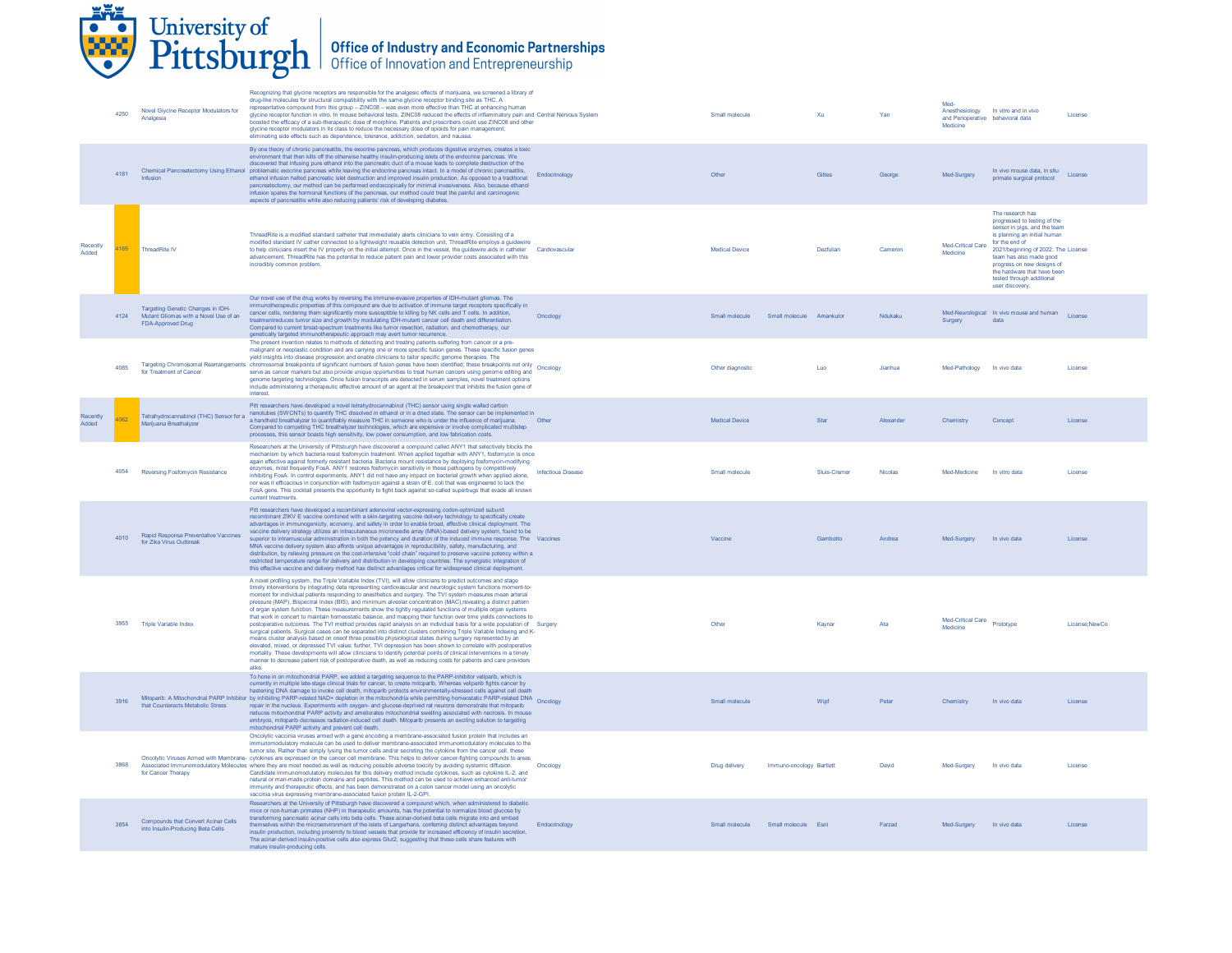| | ID | Title | Description | Category | Type | Subtype | Inventor Last | Inventor First | Department | Development Stage | Opportunity |
|---|---|---|---|---|---|---|---|---|---|---|---|
| | 4250 | Novel Glycine Receptor Modulators for Analgesia | Recognizing that glycine receptors are responsible for the analgesic effects of marijuana, we screened a library of drug-like molecules for structural compatibility with the same glycine receptor binding site as THC. A representative compound from this group – ZINC08 – was even more effective than THC at enhancing human glycine receptor function in vitro. In mouse behavioral tests, ZINC08 reduced the effects of inflammatory pain and boosted the efficacy of a sub-therapeutic dose of morphine. Patients and prescribers could use ZINC08 and other glycine receptor modulators in its class to reduce the necessary dose of opioids for pain management, eliminating side effects such as dependence, tolerance, addiction, sedation, and nausea. | Central Nervous System | Small molecule | | Xu | Yan | Med-Anesthesiology and Perioperative Medicine | In vitro and in vivo behavioral data | License |
| | 4181 | Chemical Pancreatectomy Using Ethanol Infusion | By one theory of chronic pancreatitis, the exocrine pancreas, which produces digestive enzymes, creates a toxic environment that then kills off the otherwise healthy insulin-producing islets of the endocrine pancreas. We discovered that infusing pure ethanol into the pancreatic duct of a mouse leads to complete destruction of the problematic exocrine pancreas while leaving the endocrine pancreas intact. In a model of chronic pancreatitis, ethanol infusion halted pancreatic islet destruction and improved insulin production. As opposed to a traditional pancreatectomy, our method can be performed endoscopically for minimal invasiveness. Also, because ethanol infusion spares the hormonal functions of the pancreas, our method could treat the painful and carcinogenic aspects of pancreatitis while also reducing patients' risk of developing diabetes. | Endocrinology | Other | | Gittes | George | Med-Surgery | In vivo mouse data, in situ primate surgical protocol | License |
| Recently Added | 4169 | ThreadRite IV | ThreadRite is a modified standard catheter that immediately alerts clinicians to vein entry. Consisting of a modified standard IV catheter connected to a lightweight reusable detection unit, ThreadRite employs a guidewire to help clinicians insert the IV properly on the initial attempt. Once in the vessel, the guidewire aids in catheter advancement. ThreadRite has the potential to reduce patient pain and lower provider costs associated with this incredibly common problem. | Cardiovascular | Medical Device | | Dezfulian | Cameron | Med-Critical Care Medicine | The research has progressed to testing of the sensor in pigs, and the team is planning an initial human for the end of 2021/beginning of 2022. The team has also made good progress on new designs of the hardware that have been tested through additional user discovery. | License |
| | 4124 | Targeting Genetic Changes in IDH-Mutant Gliomas with a Novel Use of an FDA-Approved Drug | Our novel use of the drug works by reversing the immune-evasive properties of IDH-mutant gliomas. The immunotherapeutic properties of this compound are due to activation of immune target receptors specifically in cancer cells, rendering them significantly more susceptible to killing by NK cells and T cells. In addition, treatmentreduces tumor size and growth by modulating IDH-mutant cancer cell death and differentiation. Compared to current broad-spectrum treatments like tumor resection, radiation, and chemotherapy, our genetically targeted immunotherapeutic approach may avert tumor recurrence. | Oncology | Small molecule | Small molecule | Amankulor | Nduka | Med-Neurological Surgery | In vivo mouse and human data | License |
| | 4085 | Targeting Chromosomal Rearrangements for Treatment of Cancer | The present invention relates to methods of detecting and treating patients suffering from cancer or a pre-malignant or neoplastic condition and are carrying one or more specific fusion genes. These specific fusion genes yield insights into disease progression and enable clinicians to tailor specific genome therapies. The chromosomal breakpoints of significant numbers of fusion genes have been identified; these breakpoints not only serve as cancer markers but also provide unique opportunities to treat human cancers using genome editing and genome targeting technologies. Once fusion transcripts are detected in serum samples, novel treatment options include administering a therapeutic effective amount of an agent at the breakpoint that inhibits the fusion gene of interest. | Oncology | Other diagnostic | | Luo | Jianhua | Med-Pathology | In vivo data | License |
| Recently Added | 4062 | Tetrahydrocannabinol (THC) Sensor for a Marijuana Breathalyzer | Pitt researchers have developed a novel tetrahydrocannabinol (THC) sensor using single walled carbon nanotubes (SWCNTs) to quantify THC dissolved in ethanol or in a dried state. The sensor can be implemented in a handheld breathalyzer to quantifiably measure THC in someone who is under the influence of marijuana. Compared to competing THC breathalyzer technologies, which are expensive or involve complicated multistep processes, this sensor boasts high sensitivity, low power consumption, and low fabrication costs. | Other | Medical Device | | Star | Alexander | Chemistry | Concept | License |
| | 4054 | Reversing Fosfomycin Resistance | Researchers at the University of Pittsburgh have discovered a compound called ANY1 that selectively blocks the mechanism by which bacteria resist fosfomycin treatment. When applied together with ANY1, fosfomycin is once again effective against formerly resistant bacteria. Bacteria mount resistance by deploying fosfomycin-modifying enzymes, most frequently FosA. ANY1 restores fosfomycin sensitivity in these pathogens by competitively inhibiting FosA. In control experiments, ANY1 did not have any impact on bacterial growth when applied alone, nor was it efficacious in conjunction with fosfomycin against a strain of E. coli that was engineered to lack the FosA gene. This cocktail presents the opportunity to fight back against so-called superbugs that evade all known current treatments. | Infectious Disease | Small molecule | | Sluis-Cremer | Nicolas | Med-Medicine | In vitro data | License |
| | 4010 | Rapid Response Preventative Vaccines for Zika Virus Outbreak | Pitt researchers have developed a recombinant adenoviral vector-expressing codon-optimized subunit recombinant ZIKV E vaccine combined with a skin-targeting vaccine delivery technology to specifically create advantages in immunogenicity, economy, and safety in order to enable broad, effective clinical deployment. The vaccine delivery strategy utilizes an intracutaneous microneedle array (MNA)-based delivery system, found to be superior to intramuscular administration in both the potency and duration of the induced immune response. The MNA vaccine delivery system also affords unique advantages in reproducibility, safety, manufacturing, and distribution, by relieving pressure on the cost-intensive "cold chain" required to preserve vaccine potency within a restricted temperature range for delivery and distribution in developing countries. The synergistic integration of this effective vaccine and delivery method has distinct advantages critical for widespread clinical deployment. | Vaccines | Vaccine | | Gambotto | Andrea | Med-Surgery | In vivo data | License |
| | 3955 | Triple Variable Index | A novel profiling system, the Triple Variable Index (TVI), will allow clinicians to predict outcomes and stage timely interventions by integrating data representing cardiovascular and neurologic system functions moment-to-moment for individual patients responding to anesthetics and surgery. The TVI system measures mean arterial pressure (MAP), Bispectral Index (BIS), and minimum alveolar concentration (MAC),revealing a distinct pattern of organ system function. These measurements show the tightly regulated functions of multiple organ systems that work in concert to maintain homeostatic balance, and mapping their function over time yields connections to postoperative outcomes. The TVI method provides rapid analysis on an individual basis for a wide population of surgical patients. Surgical cases can be separated into distinct clusters combining Triple Variable Indexing and K-means cluster analysis based on oneof three possible physiological states during surgery represented by an elevated, mixed, or depressed TVI value; further, TVI depression has been shown to correlate with postoperative mortality. These developments will allow clinicians to identify potential points of clinical interventions in a timely manner to decrease patient risk of postoperative death, as well as reducing costs for patients and care providers alike. | Surgery | Other | | Kaynar | Ata | Med-Critical Care Medicine | Prototype | License;NewCo |
| | 3916 | Mitoparib: A Mitochondrial PARP Inhibitor that Counteracts Metabolic Stress | To hone in on mitochondrial PARP, we added a targeting sequence to the PARP-inhibitor veliparib, which is currently in multiple late-stage clinical trials for cancer, to create mitoparib. Whereas veliparib fights cancer by hastening DNA damage to invoke cell death, mitoparib protects environmentally-stressed cells against cell death by inhibiting PARP-related NAD+ depletion in the mitochondria while permitting homeostatic PARP-related DNA repair in the nucleus. Experiments with oxygen- and glucose-deprived rat neurons demonstrate that mitoparib reduces mitochondrial PARP activity and ameliorates mitochondrial swelling associated with necrosis. In mouse embryos, mitoparib decreases radiation-induced cell death. Mitoparib presents an exciting solution to targeting mitochondrial PARP activity and prevent cell death. | Oncology | Small molecule | | Wipf | Peter | Chemistry | In vivo data | License |
| | 3868 | Oncolytic Viruses Armed with Membrane-Associated Immunomodulatory Molecules for Cancer Therapy | Oncolytic vaccinia viruses armed with a gene encoding a membrane-associated fusion protein that includes an immunomodulatory molecule can be used to deliver membrane-associated immunomodulatory molecules to the tumor site. Rather than simply lysing the tumor cells and/or secreting the cytokine from the cancer cell, these cytokines are expressed on the cancer cell membrane. This helps to deliver cancer-fighting compounds to areas where they are most needed as well as reducing possible adverse toxicity by avoiding systemic diffusion. Candidate immunomodulatory molecules for this delivery method include cytokines, such as cytokine IL-2, and natural or man-made protein domains and peptides. This method can be used to achieve enhanced anti-tumor immunity and therapeutic effects, and has been demonstrated on a colon cancer model using an oncolytic vaccinia virus expressing membrane-associated fusion protein IL-2-GPI. | Oncology | Drug delivery | Immuno-oncology | Bartlett | David | Med-Surgery | In vivo data | License |
| | 3854 | Compounds that Convert Acinar Cells into Insulin-Producing Beta Cells | Researchers at the University of Pittsburgh have discovered a compound which, when administered to diabetic mice or non-human primates (NHP) in therapeutic amounts, has the potential to normalize blood glucose by transforming pancreatic acinar cells into beta cells. These acinar-derived beta cells migrate into and embed themselves within the microenvironment of the islets of Langerhans, conferring distinct advantages beyond insulin production, including proximity to blood vessels that provide for increased efficiency of insulin secretion. The acinar-derived insulin-positive cells also express Glut2, suggesting that these cells share features with mature insulin-producing cells. | Endocrinology | Small molecule | Small molecule | Esni | Farzad | Med-Surgery | In vivo data | License |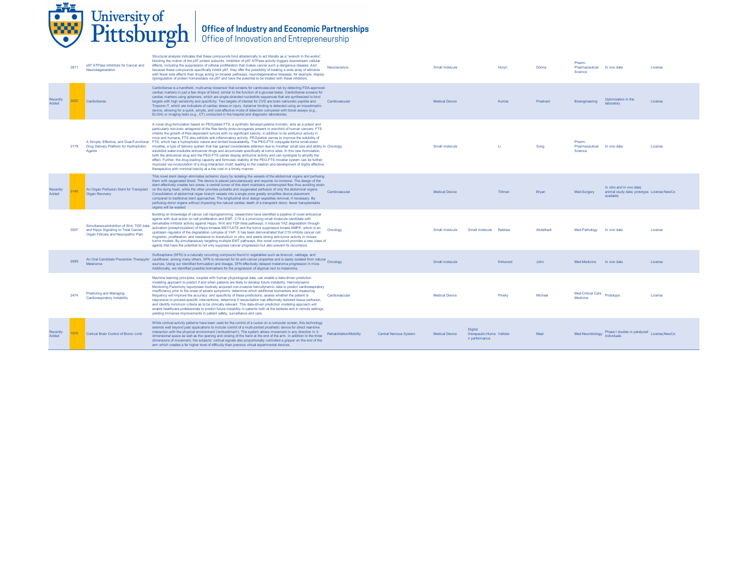| | | | | | | | | | | | | |
|---|---|---|---|---|---|---|---|---|---|---|---|---|
| | 3811 | p97 ATPase Inhibitors for Cancer and Neurodegeneration | Structural analysis indicates that these compounds bind allosterically to act literally as a "wrench in the works", blocking the motion of the p97 protein subunits. Inhibition of p97 ATPase activity triggers downstream cellular effects, including the suppression of cellular proliferation that makes cancer such a dangerous disease. And because these compounds specifically inhibit p97, they offer the possibility of treating a wide array of ailments with fewer side effects than drugs acting on broader pathways; neurodegenerative diseases, for example, display dysregulation of protein homeostasis via p97 and have the potential to be treated with these inhibitors. | Neuroscience | | Small molecule | | Huryn | Donna | Pharm-Pharmaceutical Science | In vivo data | License |
| Recently Added | 3620 | CardioSense | CardioSense is a handheld, multi-array biosensor that screens for cardiovascular risk by detecting FDA-approved cardiac markers in just a few drops of blood, similar to the function of a glucose tester. CardioSense screens for cardiac markers using aptamers, which are single-stranded nucleotide sequences that are synthesized to bind targets with high sensitivity and specificity. Two targets of interest for CVD are brain natriuretic peptide and Troponin-T, which are indicators of cardiac stress or injury. Aptamer binding is detected using an impedimetric device, allowing for a quick, simple, and cost-effective mode of detection compared with blood assays (e.g., ELISA) or imaging tests (e.g., CT) conducted in the hospital and diagnostic laboratories. | Cardiovascular | | Medical Device | | Kumta | Prashant | Bioengineering | Optimization in the laboratory | License |
| | 3178 | A Simple, Effective, and Dual-Functional Drug Delivery Platform for Hydrophobic Agents | A novel drug formulation based on PEGylated FTS, a synthetic farnesylcysteine mimetic, acts as a potent and particularly non-toxic antagonist of the Ras family proto-oncogenes present in one-third of human cancers. FTS inhibits the growth of Ras-dependent tumors with no significant toxicity; in addition to its antitumor activity in mice and humans, FTS also exhibits anti-inflammatory activity. PEGylation serves to improve the solubility of FTS, which has a hydrophobic nature and limited bioavailability. The PEG-FTS conjugate forms small-sized micelles, a type of delivery system that has gained considerable attention due to micelles' small size and ability to solubilize water-insoluble anticancer drugs and accumulate specifically at tumor sites. In this new formulation, both the anticancer drug and the PEG-FTS carrier display antitumor activity and can synergize to amplify the effect. Further, the drug-loading capacity and formulaic stability of the PEG-FTS micellar system can be further improved via incorporation of a drug-interaction motif, leading to the creation and development of highly effective therapeutics with minimal toxicity at a low cost in a timely manner. | Oncology | | Small molecule | | Li | Song | Pharm-Pharmaceutical Science | In vivo data | License |
| Recently Added | 3146 | An Organ Perfusion Stent for Transplant Organ Recovery | This novel stent design eliminates ischemic injury by isolating the vessels of the abdominal organs and perfusing them with oxygenated blood. The device is placed percutaneously and requires no incisions. The design of the stent effectively creates two zones: a central lumen of this stent maintains uninterrupted flow thus avoiding strain on the dying heart, while the other provides pulsatile and oxygenated perfusion of only the abdominal organs. Consolidation of abdominal organ branch vessels into a single zone greatly simplifies device placement compared to traditional stent approaches. The longitudinal strut design expedites removal, if necessary. By perfusing donor organs without impacting the natural cardiac death of a transplant donor, fewer transplantable organs will be wasted. | Cardiovascular | | Medical Device | | Tillman | Bryan | Med-Surgery | In vitro and in vivo data; animal study data; prototype available | License;NewCo |
| | 3007 | SimultaneousInhibition of Wnt, TGF-beta and Hippo Signaling to Treat Cancer, Organ Fibrosis and Neuropathic Pain | Building on knowledge of cancer cell reprogramming, researchers have identified a pipeline of novel anticancer agents with dual action on cell proliferation and EMT. C19 is a promising small molecule candidate with remarkable inhibitor activity against Hippo, Wnt and TGF-beta pathways: it induces TAZ degradation through activation (phosphorylation) of Hippo kinases MST/LATS and the tumor suppressor kinase AMPK, which is an upstream regulator of the degradation complex of YAP. It has been demonstrated that C19 inhibits cancer cell migration, proliferation, and resistance to doxorubicin in vitro, and exerts strong anti-tumor activity in mouse tumor models. By simultaneously targeting multiple EMT pathways, this novel compound provides a new class of agents that have the potential to not only suppress cancer progression but also prevent its recurrence. | Oncology | | Small molecule | Small molecule | Rebbaa | Abdelhadi | Med-Pathology | In vivo data | License |
| | 2659 | An Oral Candidate Prevention Therapyfor Melanoma | Sulforaphane (SFN) is a naturally occurring compound found in vegetables such as broccoli, cabbage, and cauliflower, among many others. SFN is renowned for its anti-cancer properties and is easily isolated from natural sources. Using our identified formulation and dosage, SFN effectively delayed melanoma progression in mice. Additionally, we identified possible biomarkers for the progression of atypical nevi to melanoma. | Oncology | | Small molecule | | Kirkwood | John | Med-Medicine | In vivo data | License |
| | 2474 | Predicting and Managing Cardiorespiratory Instability | Machine learning principles, coupled with human physiological data, can enable a data-driven prediction modeling approach to predict if and when patients are likely to develop future instability. Hemodynamic Monitoring Parsimony repurposes routinely acquired non-invasive hemodynamic data to predict cardiorespiratory insufficiency prior to the onset of severe symptoms, determine which additional biomarkers and measuring frequency will improve the accuracy and specificity of these predictions, assess whether the patient is responsive to process-specific interventions, determine if resuscitation has effectively restored tissue perfusion, and identify minimum criteria as to be clinically relevant. This data-driven prediction modeling approach will enable healthcare professionals to predict future instability in patients both at the bedside and in remote settings, yielding immense improvements in patient safety, surveillance and care. | Cardiovascular | | Medical Device | | Pinsky | Michael | Med-Critical Care Medicine | Prototype | License |
| Recently Added | 1679 | Cortical Brain Control of Bionic Limb | While cortical activity patterns have been used for the control of a cursor on a computer screen, this technology extends well beyond past applications to include control of a multi-jointed prosthetic device for direct real-time interaction with the physical environment ('embodiment'). The system allows movement in any direction in 3-dimensional space as well as the opening and closing of the hand at the end of the arm. In addition to the three dimensions of movement, the subjects' cortical signals also proportionally controlled a gripper on the end of the arm which creates a far higher level of difficulty than previous virtual experimental devices. | Rehabilitation/Mobility | Central Nervous System | Medical Device | Digital therapeutic;Human performance | Velliste | Meel | Med-Neurobiology | Phase I studies in paralyzed individuals | License;NewCo |